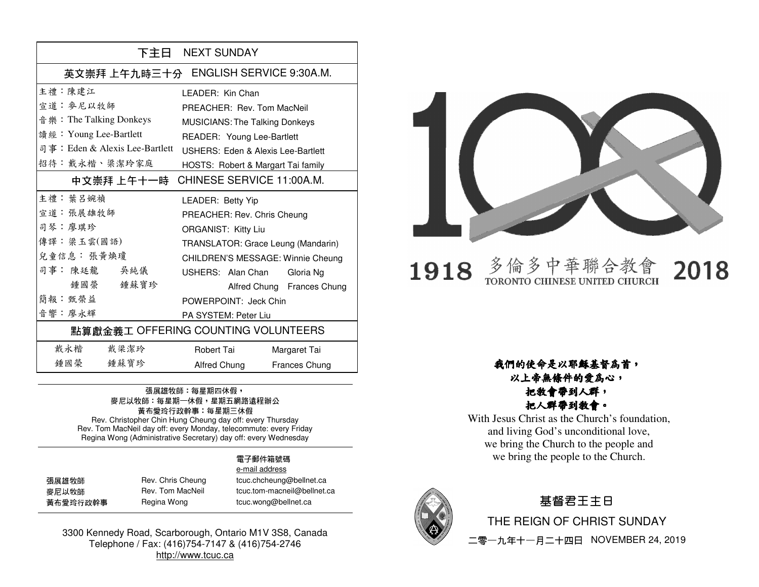## 下主日 NEXT SUNDAY

### 英文崇拜 上午九時三十分 ENGLISH SERVICE 9:30A.M.

| | |
|---|---|
| 主禮：陳建江 | LEADER: Kin Chan |
| 宣道：麥尼以牧師 | PREACHER: Rev. Tom MacNeil |
| 音樂：The Talking Donkeys | MUSICIANS: The Talking Donkeys |
| 讀經：Young Lee-Bartlett | READER: Young Lee-Bartlett |
| 司事：Eden & Alexis Lee-Bartlett | USHERS: Eden & Alexis Lee-Bartlett |
| 招待：戴永楷、梁潔玲家庭 | HOSTS: Robert & Margart Tai family |

### 中文崇拜 上午十一時 CHINESE SERVICE 11:00A.M.

| | |
|---|---|
| 主禮：葉呂婉禎 | LEADER: Betty Yip |
| 宣道：張展雄牧師 | PREACHER: Rev. Chris Cheung |
| 司琴：廖琪珍 | ORGANIST: Kitty Liu |
| 傳譯：梁玉雲(國語) | TRANSLATOR: Grace Leung (Mandarin) |
| 兒童信息：張黃煥瓊 | CHILDREN'S MESSAGE: Winnie Cheung |
| 司事：陳廷龍 吳純儀 鍾國榮 鍾蘇寶珍 | USHERS: Alan Chan, Gloria Ng, Alfred Chung, Frances Chung |
| 簡報：甄榮益 | POWERPOINT: Jeck Chin |
| 音響：廖永輝 | PA SYSTEM: Peter Liu |

### 點算獻金義工 OFFERING COUNTING VOLUNTEERS

| | | | |
|---|---|---|---|
| 戴永楷 | 戴梁潔玲 | Robert Tai | Margaret Tai |
| 鍾國榮 | 鍾蘇寶珍 | Alfred Chung | Frances Chung |

張展雄牧師：每星期四休假，
麥尼以牧師：每星期一休假，星期五網路遠程辦公
黃布愛玲行政幹事：每星期三休假
Rev. Christopher Chin Hung Cheung day off: every Thursday
Rev. Tom MacNeil day off: every Monday, telecommute: every Friday
Regina Wong (Administrative Secretary) day off: every Wednesday

| | | 電子郵件箱號碼 e-mail address |
|---|---|---|
| 張展雄牧師 | Rev. Chris Cheung | tcuc.chcheung@bellnet.ca |
| 麥尼以牧師 | Rev. Tom MacNeil | tcuc.tom-macneil@bellnet.ca |
| 黃布愛玲行政幹事 | Regina Wong | tcuc.wong@bellnet.ca |

3300 Kennedy Road, Scarborough, Ontario M1V 3S8, Canada
Telephone / Fax: (416)754-7147 & (416)754-2746
http://www.tcuc.ca

100

1918 多倫多中華聯合教會 TORONTO CHINESE UNITED CHURCH 2018

***我們的使命是以耶穌基督為首，***
***以上帝無條件的愛為心，***
***把教會帶到人群，***
***把人群帶到教會。***

With Jesus Christ as the Church's foundation,
and living God's unconditional love,
we bring the Church to the people and
we bring the people to the Church.

## 基督君王主日

## THE REIGN OF CHRIST SUNDAY

二零一九年十一月二十四日 NOVEMBER 24, 2019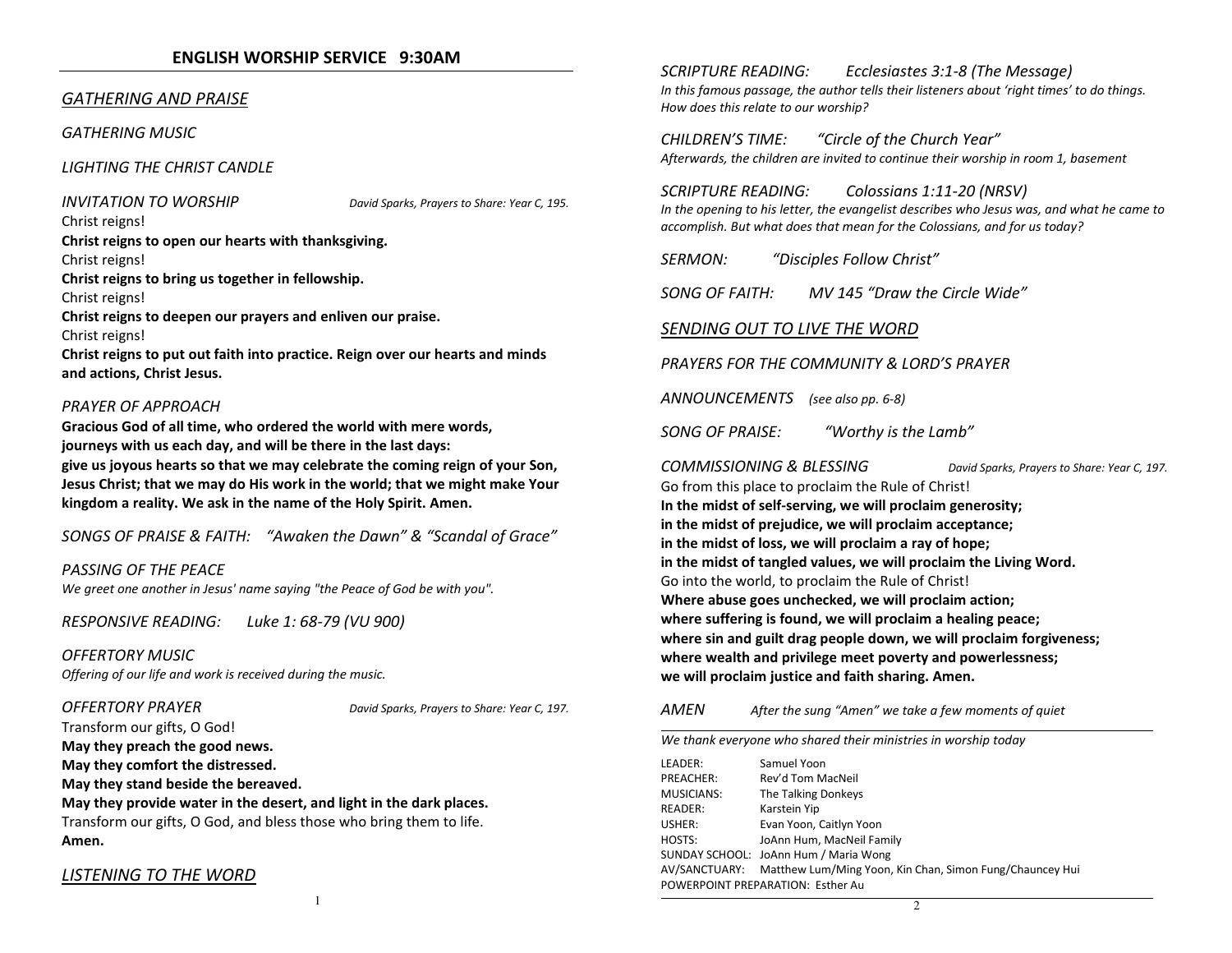## ENGLISH WORSHIP SERVICE 9:30AM

### *GATHERING AND PRAISE*

*GATHERING MUSIC*

*LIGHTING THE CHRIST CANDLE*

*INVITATION TO WORSHIP* *David Sparks, Prayers to Share: Year C, 195.*

Christ reigns!
**Christ reigns to open our hearts with thanksgiving.**
Christ reigns!
**Christ reigns to bring us together in fellowship.**
Christ reigns!
**Christ reigns to deepen our prayers and enliven our praise.**
Christ reigns!
**Christ reigns to put out faith into practice. Reign over our hearts and minds and actions, Christ Jesus.**

*PRAYER OF APPROACH*

**Gracious God of all time, who ordered the world with mere words, journeys with us each day, and will be there in the last days: give us joyous hearts so that we may celebrate the coming reign of your Son, Jesus Christ; that we may do His work in the world; that we might make Your kingdom a reality. We ask in the name of the Holy Spirit. Amen.**

*SONGS OF PRAISE & FAITH: "Awaken the Dawn" & "Scandal of Grace"*

*PASSING OF THE PEACE*
*We greet one another in Jesus' name saying "the Peace of God be with you".*

*RESPONSIVE READING: Luke 1: 68-79 (VU 900)*

*OFFERTORY MUSIC*
*Offering of our life and work is received during the music.*

*OFFERTORY PRAYER* *David Sparks, Prayers to Share: Year C, 197.*

Transform our gifts, O God!
**May they preach the good news.**
**May they comfort the distressed.**
**May they stand beside the bereaved.**
**May they provide water in the desert, and light in the dark places.**
Transform our gifts, O God, and bless those who bring them to life.
**Amen.**

### *LISTENING TO THE WORD*

*SCRIPTURE READING: Ecclesiastes 3:1-8 (The Message)*
*In this famous passage, the author tells their listeners about 'right times' to do things. How does this relate to our worship?*

*CHILDREN'S TIME: "Circle of the Church Year"*
*Afterwards, the children are invited to continue their worship in room 1, basement*

*SCRIPTURE READING: Colossians 1:11-20 (NRSV)*
*In the opening to his letter, the evangelist describes who Jesus was, and what he came to accomplish. But what does that mean for the Colossians, and for us today?*

*SERMON: "Disciples Follow Christ"*

*SONG OF FAITH: MV 145 "Draw the Circle Wide"*

### *SENDING OUT TO LIVE THE WORD*

*PRAYERS FOR THE COMMUNITY & LORD'S PRAYER*

*ANNOUNCEMENTS (see also pp. 6-8)*

*SONG OF PRAISE: "Worthy is the Lamb"*

*COMMISSIONING & BLESSING* *David Sparks, Prayers to Share: Year C, 197.*

Go from this place to proclaim the Rule of Christ!
**In the midst of self-serving, we will proclaim generosity;**
**in the midst of prejudice, we will proclaim acceptance;**
**in the midst of loss, we will proclaim a ray of hope;**
**in the midst of tangled values, we will proclaim the Living Word.**
Go into the world, to proclaim the Rule of Christ!
**Where abuse goes unchecked, we will proclaim action;**
**where suffering is found, we will proclaim a healing peace;**
**where sin and guilt drag people down, we will proclaim forgiveness;**
**where wealth and privilege meet poverty and powerlessness;**
**we will proclaim justice and faith sharing. Amen.**

*AMEN* *After the sung "Amen" we take a few moments of quiet*

---

*We thank everyone who shared their ministries in worship today*

LEADER: Samuel Yoon
PREACHER: Rev'd Tom MacNeil
MUSICIANS: The Talking Donkeys
READER: Karstein Yip
USHER: Evan Yoon, Caitlyn Yoon
HOSTS: JoAnn Hum, MacNeil Family
SUNDAY SCHOOL: JoAnn Hum / Maria Wong
AV/SANCTUARY: Matthew Lum/Ming Yoon, Kin Chan, Simon Fung/Chauncey Hui
POWERPOINT PREPARATION: Esther Au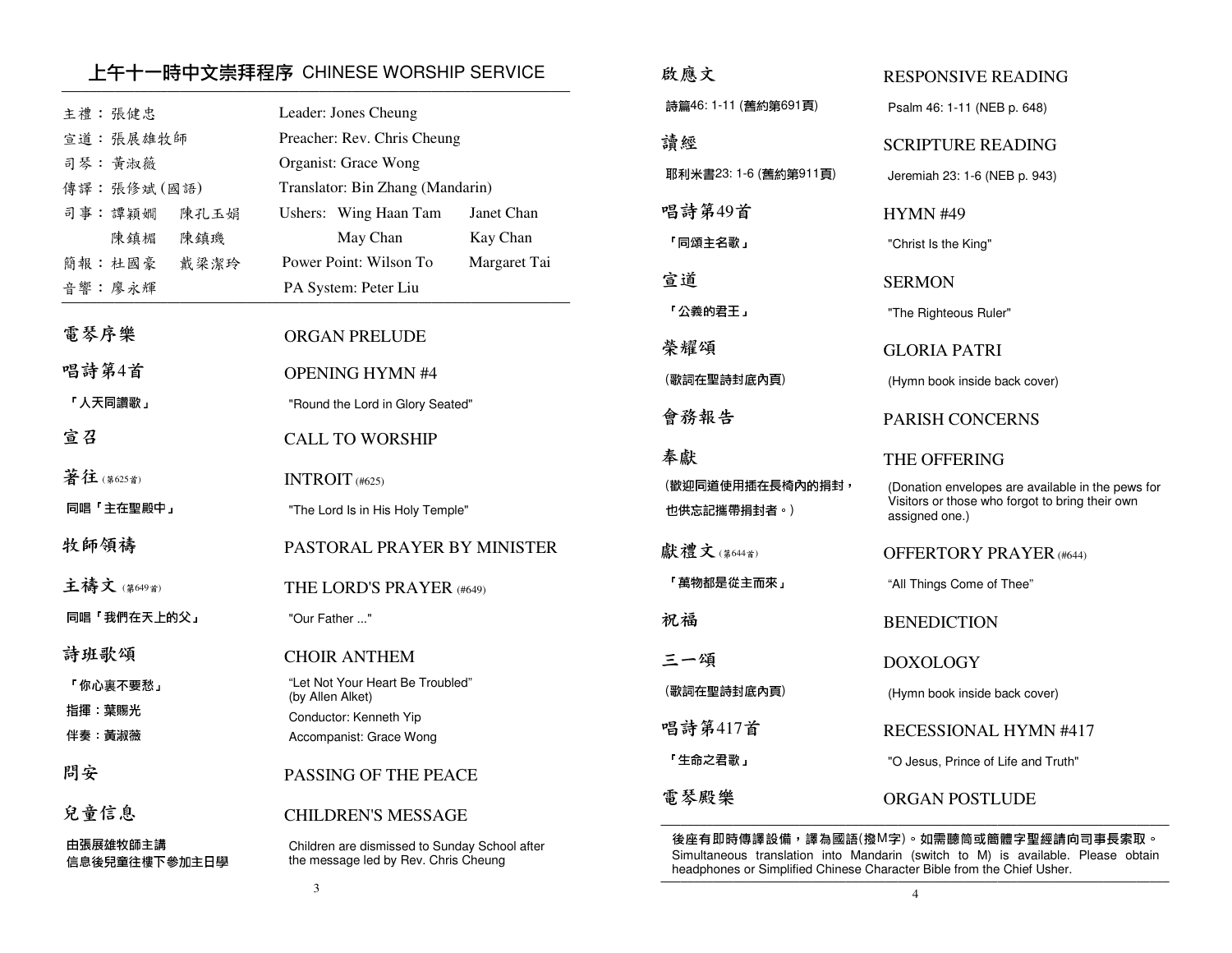## 上午十一時中文崇拜程序 CHINESE WORSHIP SERVICE

| | | | |
|---|---|---|---|
| 主禮：張健忠 | | Leader: Jones Cheung | |
| 宣道：張展雄牧師 | | Preacher: Rev. Chris Cheung | |
| 司琴：黃淑薇 | | Organist: Grace Wong | |
| 傳譯：張修斌(國語) | | Translator: Bin Zhang (Mandarin) | |
| 司事：譚穎嫺 | 陳孔玉娟 | Ushers: Wing Haan Tam | Janet Chan |
| 陳鎮楣 | 陳鎮璣 | May Chan | Kay Chan |
| 簡報：杜國豪 | 戴梁潔玲 | Power Point: Wilson To | Margaret Tai |
| 音響：廖永輝 | | PA System: Peter Liu | |

**電琴序樂** ORGAN PRELUDE

**唱詩第4首** OPENING HYMN #4

「人天同讚歌」 "Round the Lord in Glory Seated"

**宣召** CALL TO WORSHIP

**著往** (第625首) INTROIT (#625)

同唱「主在聖殿中」 "The Lord Is in His Holy Temple"

**牧師領禱** PASTORAL PRAYER BY MINISTER

**主禱文** (第649首) THE LORD'S PRAYER (#649)

同唱「我們在天上的父」 "Our Father ..."

**詩班歌頌** CHOIR ANTHEM

「你心裏不要愁」 "Let Not Your Heart Be Troubled" (by Allen Alket)

指揮：葉賜光 Conductor: Kenneth Yip

伴奏：黃淑薇 Accompanist: Grace Wong

**問安** PASSING OF THE PEACE

**兒童信息** CHILDREN'S MESSAGE

由張展雄牧師主講 信息後兒童往樓下參加主日學

Children are dismissed to Sunday School after the message led by Rev. Chris Cheung

**啟應文** RESPONSIVE READING

詩篇46: 1-11 (舊約第691頁) Psalm 46: 1-11 (NEB p. 648)

**讀經** SCRIPTURE READING

耶利米書23: 1-6 (舊約第911頁) Jeremiah 23: 1-6 (NEB p. 943)

**唱詩第49首** HYMN #49

「同頌主名歌」 "Christ Is the King"

**宣道** SERMON

「公義的君王」 "The Righteous Ruler"

**榮耀頌** GLORIA PATRI

(歌詞在聖詩封底內頁) (Hymn book inside back cover)

**會務報告** PARISH CONCERNS

**奉獻** THE OFFERING

(歡迎同道使用插在長椅內的捐封，也供忘記攜帶捐封者。)

(Donation envelopes are available in the pews for Visitors or those who forgot to bring their own assigned one.)

**獻禮文** (第644首) OFFERTORY PRAYER (#644)

「萬物都是從主而來」 "All Things Come of Thee"

**祝福** BENEDICTION

**三一頌** DOXOLOGY

(歌詞在聖詩封底內頁) (Hymn book inside back cover)

**唱詩第417首** RECESSIONAL HYMN #417

「生命之君歌」 "O Jesus, Prince of Life and Truth"

**電琴殿樂** ORGAN POSTLUDE

後座有即時傳譯設備，譯為國語(撥M字)。如需聽筒或簡體字聖經請向司事長索取。
Simultaneous translation into Mandarin (switch to M) is available. Please obtain headphones or Simplified Chinese Character Bible from the Chief Usher.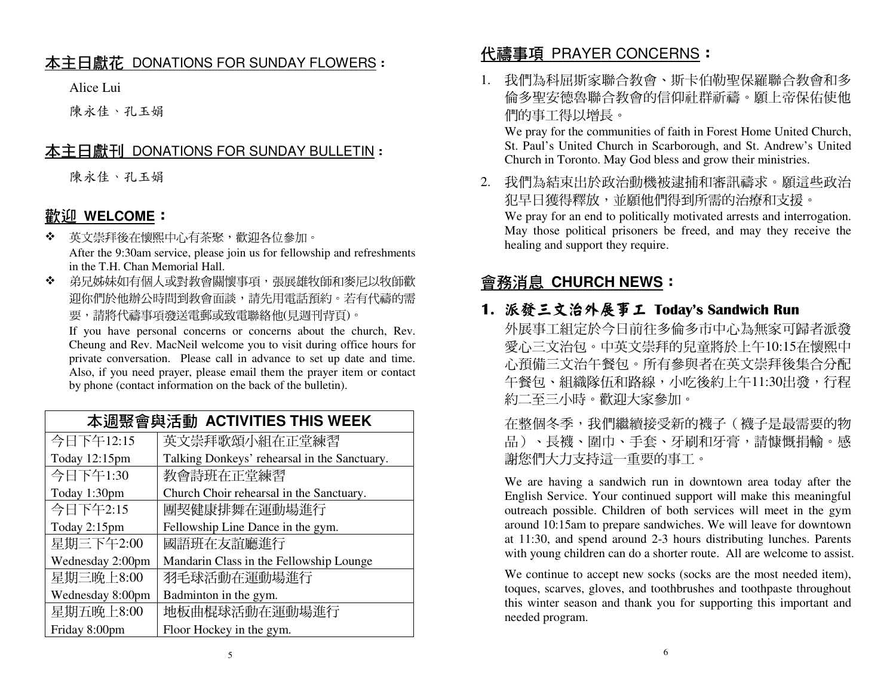## 本主日獻花 DONATIONS FOR SUNDAY FLOWERS：

Alice Lui

陳永佳、孔玉娟

## 本主日獻刊 DONATIONS FOR SUNDAY BULLETIN：

陳永佳、孔玉娟

## 歡迎 WELCOME：

- 英文崇拜後在懷熙中心有茶聚，歡迎各位參加。
  After the 9:30am service, please join us for fellowship and refreshments in the T.H. Chan Memorial Hall.
- 弟兄姊妹如有個人或對教會關懷事項，張展雄牧師和麥尼以牧師歡迎你們於他辦公時間到教會面談，請先用電話預約。若有代禱的需要，請將代禱事項發送電郵或致電聯絡他(見週刊背頁)。
  If you have personal concerns or concerns about the church, Rev. Cheung and Rev. MacNeil welcome you to visit during office hours for private conversation. Please call in advance to set up date and time. Also, if you need prayer, please email them the prayer item or contact by phone (contact information on the back of the bulletin).

| 本週聚會與活動 ACTIVITIES THIS WEEK | |
|---|---|
| 今日下午12:15<br>Today 12:15pm | 英文崇拜歌頌小組在正堂練習<br>Talking Donkeys' rehearsal in the Sanctuary. |
| 今日下午1:30<br>Today 1:30pm | 教會詩班在正堂練習<br>Church Choir rehearsal in the Sanctuary. |
| 今日下午2:15<br>Today 2:15pm | 團契健康排舞在運動場進行<br>Fellowship Line Dance in the gym. |
| 星期三下午2:00<br>Wednesday 2:00pm | 國語班在友誼廳進行<br>Mandarin Class in the Fellowship Lounge |
| 星期三晚上8:00<br>Wednesday 8:00pm | 羽毛球活動在運動場進行<br>Badminton in the gym. |
| 星期五晚上8:00<br>Friday 8:00pm | 地板曲棍球活動在運動場進行<br>Floor Hockey in the gym. |

## 代禱事項 PRAYER CONCERNS：

1. 我們為科屆斯家聯合教會、斯卡伯勒聖保羅聯合教會和多倫多聖安德魯聯合教會的信仰社群祈禱。願上帝保佑使他們的事工得以增長。
   We pray for the communities of faith in Forest Home United Church, St. Paul's United Church in Scarborough, and St. Andrew's United Church in Toronto. May God bless and grow their ministries.
2. 我們為結束出於政治動機被逮捕和審訊禱求。願這些政治犯早日獲得釋放，並願他們得到所需的治療和支援。
   We pray for an end to politically motivated arrests and interrogation. May those political prisoners be freed, and may they receive the healing and support they require.

## 會務消息 CHURCH NEWS：

### 1. 派發三文治外展事工 Today's Sandwich Run

外展事工組定於今日前往多倫多市中心為無家可歸者派發愛心三文治包。中英文崇拜的兒童將於上午10:15在懷熙中心預備三文治午餐包。所有參與者在英文崇拜後集合分配午餐包、組織隊伍和路線，小吃後約上午11:30出發，行程約二至三小時。歡迎大家參加。

在整個冬季，我們繼續接受新的襪子（襪子是最需要的物品）、長襪、圍巾、手套、牙刷和牙膏，請慷慨捐輸。感謝您們大力支持這一重要的事工。

We are having a sandwich run in downtown area today after the English Service. Your continued support will make this meaningful outreach possible. Children of both services will meet in the gym around 10:15am to prepare sandwiches. We will leave for downtown at 11:30, and spend around 2-3 hours distributing lunches. Parents with young children can do a shorter route. All are welcome to assist.

We continue to accept new socks (socks are the most needed item), toques, scarves, gloves, and toothbrushes and toothpaste throughout this winter season and thank you for supporting this important and needed program.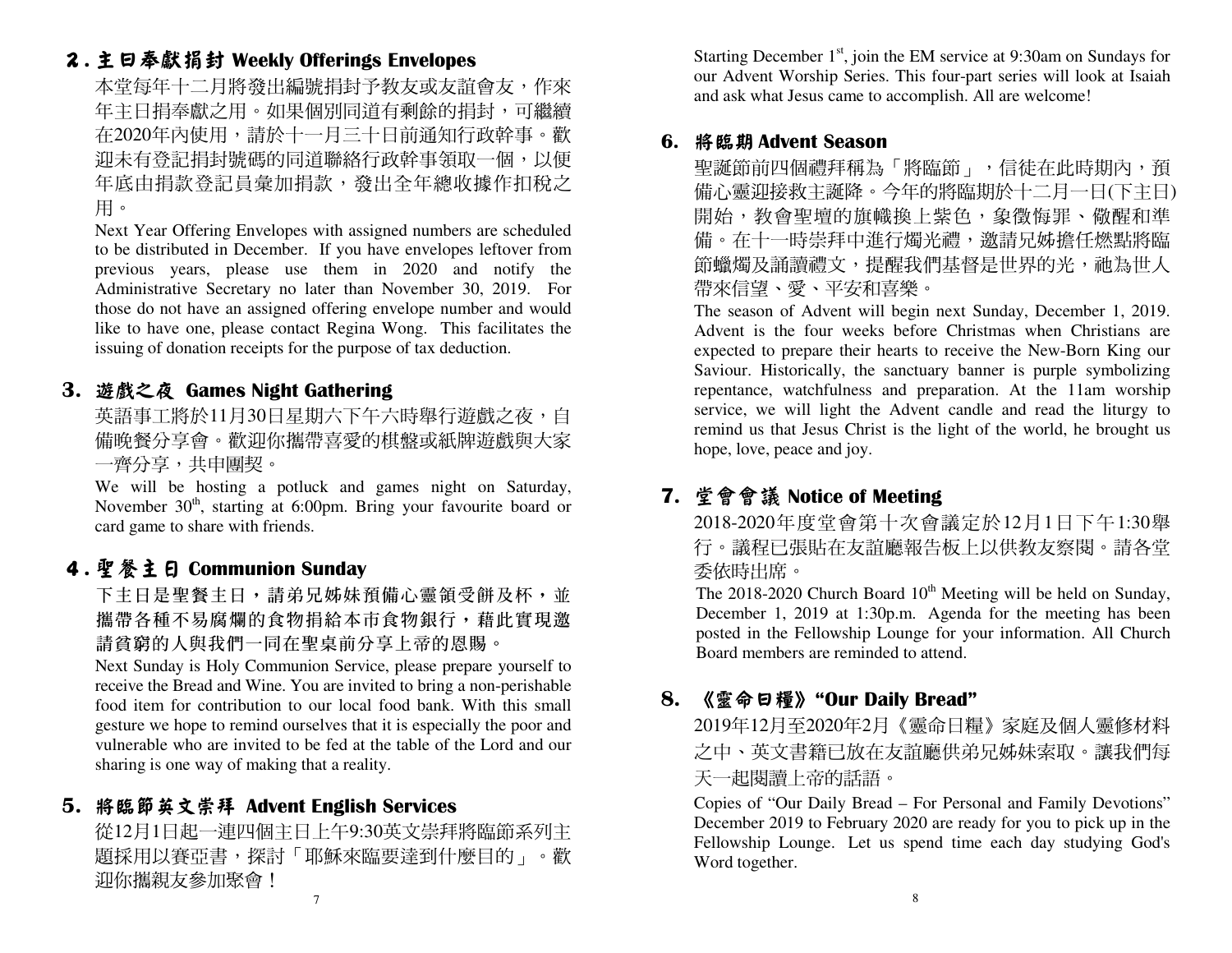## 2. 主日奉獻捐封 Weekly Offerings Envelopes

本堂每年十二月將發出編號捐封予教友或友誼會友，作來年主日捐奉獻之用。如果個別同道有剩餘的捐封，可繼續在2020年內使用，請於十一月三十日前通知行政幹事。歡迎未有登記捐封號碼的同道聯絡行政幹事領取一個，以便年底由捐款登記員彙加捐款，發出全年總收據作扣稅之用。

Next Year Offering Envelopes with assigned numbers are scheduled to be distributed in December. If you have envelopes leftover from previous years, please use them in 2020 and notify the Administrative Secretary no later than November 30, 2019. For those do not have an assigned offering envelope number and would like to have one, please contact Regina Wong. This facilitates the issuing of donation receipts for the purpose of tax deduction.

## 3. 遊戲之夜 Games Night Gathering

英語事工將於11月30日星期六下午六時舉行遊戲之夜，自備晚餐分享會。歡迎你攜帶喜愛的棋盤或紙牌遊戲與大家一齊分享，共申團契。

We will be hosting a potluck and games night on Saturday, November 30th, starting at 6:00pm. Bring your favourite board or card game to share with friends.

## 4. 聖餐主日 Communion Sunday

**下主日是聖餐主日，請弟兄姊妹預備心靈領受餅及杯，並攜帶各種不易腐爛的食物捐給本市食物銀行，藉此實現邀請貧窮的人與我們一同在聖桌前分享上帝的恩賜。**

Next Sunday is Holy Communion Service, please prepare yourself to receive the Bread and Wine. You are invited to bring a non-perishable food item for contribution to our local food bank. With this small gesture we hope to remind ourselves that it is especially the poor and vulnerable who are invited to be fed at the table of the Lord and our sharing is one way of making that a reality.

## 5. 將臨節英文崇拜 Advent English Services

從12月1日起一連四個主日上午9:30英文崇拜將臨節系列主題採用以賽亞書，探討「耶穌來臨要達到什麼目的」。歡迎你攜親友參加聚會！

Starting December 1st, join the EM service at 9:30am on Sundays for our Advent Worship Series. This four-part series will look at Isaiah and ask what Jesus came to accomplish. All are welcome!

## 6. 將臨期 Advent Season

聖誕節前四個禮拜稱為「將臨節」，信徒在此時期內，預備心靈迎接救主誕降。今年的將臨期於十二月一日(下主日)開始，教會聖壇的旗幟換上紫色，象徵悔罪、儆醒和準備。在十一時崇拜中進行燭光禮，邀請兄姊擔任燃點將臨節蠟燭及誦讀禮文，提醒我們基督是世界的光，祂為世人帶來信望、愛、平安和喜樂。

The season of Advent will begin next Sunday, December 1, 2019. Advent is the four weeks before Christmas when Christians are expected to prepare their hearts to receive the New-Born King our Saviour. Historically, the sanctuary banner is purple symbolizing repentance, watchfulness and preparation. At the 11am worship service, we will light the Advent candle and read the liturgy to remind us that Jesus Christ is the light of the world, he brought us hope, love, peace and joy.

## 7. 堂會會議 Notice of Meeting

2018-2020年度堂會第十次會議定於12月1日下午1:30舉行。議程已張貼在友誼廳報告板上以供教友察閱。請各堂委依時出席。

The 2018-2020 Church Board 10th Meeting will be held on Sunday, December 1, 2019 at 1:30p.m. Agenda for the meeting has been posted in the Fellowship Lounge for your information. All Church Board members are reminded to attend.

## 8. 《靈命日糧》"Our Daily Bread"

2019年12月至2020年2月《靈命日糧》家庭及個人靈修材料之中、英文書籍已放在友誼廳供弟兄姊妹索取。讓我們每天一起閱讀上帝的話語。

Copies of "Our Daily Bread – For Personal and Family Devotions" December 2019 to February 2020 are ready for you to pick up in the Fellowship Lounge. Let us spend time each day studying God's Word together.